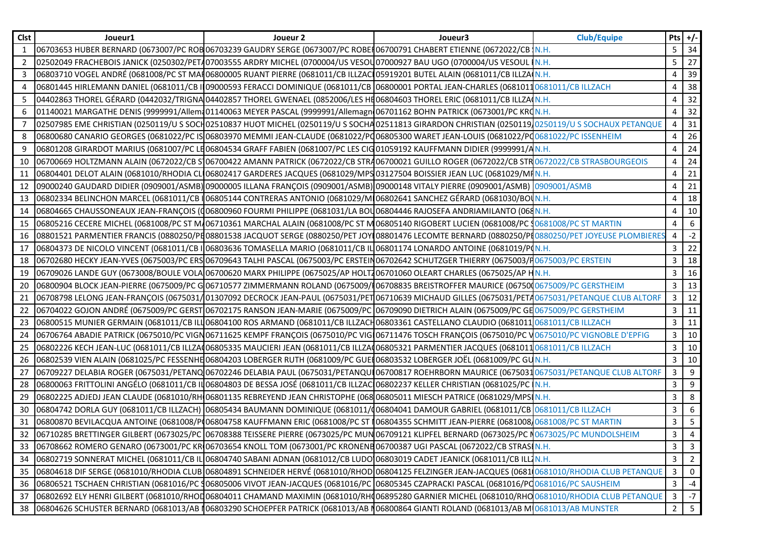| Clst | Joueur1 | Joueur 2 | Joueur3 | Club/Equipe | Pts | +/- |
|---|---|---|---|---|---|---|
| 1 | 06703653 HUBER BERNARD (0673007/PC ROB | 06703239 GAUDRY SERGE (0673007/PC ROBEI | 06700791 CHABERT ETIENNE (0672022/CB | N.H. | 5 | 34 |
| 2 | 02502049 FRACHEBOIS JANICK (0250302/PET/ | 07003555 ARDRY MICHEL (0700004/US VESOU | 07000927 BAU UGO (0700004/US VESOUL | N.H. | 5 | 27 |
| 3 | 06803710 VOGEL ANDRÉ (0681008/PC ST MAI | 06800005 RUANT PIERRE (0681011/CB ILLZAC | 05919201 BUTEL ALAIN (0681011/CB ILLZA | N.H. | 4 | 39 |
| 4 | 06801445 HIRLEMANN DANIEL (0681011/CB I | 09000593 FERACCI DOMINIQUE (0681011/CB | 06800001 PORTAL JEAN-CHARLES (0681011 | 0681011/CB ILLZACH | 4 | 38 |
| 5 | 04402863 THOREL GÉRARD (0442032/TRIGNA | 04402857 THOREL GWENAEL (0852006/LES HE | 06804603 THOREL ERIC (0681011/CB ILLZA | N.H. | 4 | 32 |
| 6 | 01140021 MARGATHE DENIS (9999991/Allema | 01140063 MEYER PASCAL (9999991/Allemagn | 06701162 BOHN PATRICK (0673001/PC KRO | N.H. | 4 | 32 |
| 7 | 02507985 EME CHRISTIAN (0250119/U S SOCH | 02510837 HUOT MICHEL (0250119/U S SOCHA | 02511813 GIRARDON CHRISTIAN (0250119/ | 0250119/U S SOCHAUX PETANQUE | 4 | 31 |
| 8 | 06800680 CANARIO GEORGES (0681022/PC IS | 06803970 MEMMI JEAN-CLAUDE (0681022/PC | 06805300 WARET JEAN-LOUIS (0681022/PC | 0681022/PC ISSENHEIM | 4 | 26 |
| 9 | 06801208 GIRARDOT MARIUS (0681007/PC LE | 06804534 GRAFF FABIEN (0681007/PC LES CIG | 01059192 KAUFFMANN DIDIER (9999991/A | N.H. | 4 | 24 |
| 10 | 06700669 HOLTZMANN ALAIN (0672022/CB S | 06700422 AMANN PATRICK (0672022/CB STRA | 06700021 GUILLO ROGER (0672022/CB STR | 0672022/CB STRASBOURGEOIS | 4 | 24 |
| 11 | 06804401 DELOT ALAIN (0681010/RHODIA CL | 06802417 GARDERES JACQUES (0681029/MPS | 03127504 BOISSIER JEAN LUC (0681029/MI | N.H. | 4 | 21 |
| 12 | 09000240 GAUDARD DIDIER (0909001/ASMB) | 09000005 ILLANA FRANÇOIS (0909001/ASMB) | 09000148 VITALY PIERRE (0909001/ASMB) | 0909001/ASMB | 4 | 21 |
| 13 | 06802334 BELINCHON MARCEL (0681011/CB I | 06805144 CONTRERAS ANTONIO (0681029/MI | 06802641 SANCHEZ GÉRARD (0681030/BOI | N.H. | 4 | 18 |
| 14 | 06804665 CHAUSSONEAUX JEAN-FRANÇOIS (0 | 06800960 FOURMI PHILIPPE (0681031/LA BOL | 06804446 RAJOSEFA ANDRIAMILANTO (068 | N.H. | 4 | 10 |
| 15 | 06805216 CECERE MICHEL (0681008/PC ST MA | 06710361 MARCHAL ALAIN (0681008/PC ST M | 06805140 RIGOBERT LUCIEN (0681008/PC S | 0681008/PC ST MARTIN | 4 | 6 |
| 16 | 08801521 PARMENTIER FRANCIS (0880250/PE | 08801538 JACQUOT SERGE (0880250/PET JOYI | 08801476 LECOMTE BERNARD (0880250/PE | 0880250/PET JOYEUSE PLOMBIERES | 4 | -2 |
| 17 | 06804373 DE NICOLO VINCENT (0681011/CB I | 06803636 TOMASELLA MARIO (0681011/CB IL | 06801174 LONARDO ANTOINE (0681019/PC | N.H. | 3 | 22 |
| 18 | 06702680 HECKY JEAN-YVES (0675003/PC ERS | 06709643 TALHI PASCAL (0675003/PC ERSTEIN | 06702642 SCHUTZGER THIERRY (0675003/P | 0675003/PC ERSTEIN | 3 | 18 |
| 19 | 06709026 LANDE GUY (0673008/BOULE VOLA | 06700620 MARX PHILIPPE (0675025/AP HOLTZ | 06701060 OLEART CHARLES (0675025/AP H | N.H. | 3 | 16 |
| 20 | 06800904 BLOCK JEAN-PIERRE (0675009/PC G | 06710577 ZIMMERMANN ROLAND (0675009/I | 06708835 BREISTROFFER MAURICE (067500 | 0675009/PC GERSTHEIM | 3 | 13 |
| 21 | 06708798 LELONG JEAN-FRANÇOIS (0675031/ | 01307092 DECROCK JEAN-PAUL (0675031/PET | 06710639 MICHAUD GILLES (0675031/PETA | 0675031/PETANQUE CLUB ALTORF | 3 | 12 |
| 22 | 06704022 GOJON ANDRÉ (0675009/PC GERST | 06702175 RANSON JEAN-MARIE (0675009/PC | 06709090 DIETRICH ALAIN (0675009/PC GE | 0675009/PC GERSTHEIM | 3 | 11 |
| 23 | 06800515 MUNIER GERMAIN (0681011/CB ILL | 06804100 ROS ARMAND (0681011/CB ILLZACH | 06803361 CASTELLANO CLAUDIO (0681011 | 0681011/CB ILLZACH | 3 | 11 |
| 24 | 06706764 ABADIE PATRICK (0675010/PC VIGN | 06711625 KEMPF FRANÇOIS (0675010/PC VIG | 06711476 TOSCH FRANÇOIS (0675010/PC V | 0675010/PC VIGNOBLE D'EPFIG | 3 | 10 |
| 25 | 06802226 KECH JEAN-LUC (0681011/CB ILLZA | 06805335 MAUCIERI JEAN (0681011/CB ILLZA | 06805321 PARMENTIER JACQUES (0681011 | 0681011/CB ILLZACH | 3 | 10 |
| 26 | 06802539 VIEN ALAIN (0681025/PC FESSENHE | 06804203 LOBERGER RUTH (0681009/PC GUEI | 06803532 LOBERGER JOËL (0681009/PC GU | N.H. | 3 | 10 |
| 27 | 06709227 DELABIA ROGER (0675031/PETANQ | 06702246 DELABIA PAUL (0675031/PETANQUI | 06700817 ROEHRBORN MAURICE (0675031 | 0675031/PETANQUE CLUB ALTORF | 3 | 9 |
| 28 | 06800063 FRITTOLINI ANGÉLO (0681011/CB IL | 06804803 DE BESSA JOSÉ (0681011/CB ILLZAC | 06802237 KELLER CHRISTIAN (0681025/PC | N.H. | 3 | 9 |
| 29 | 06802225 ADJEDJ JEAN CLAUDE (0681010/RH | 06801135 REBREYEND JEAN CHRISTOPHE (068 | 06805011 MIESCH PATRICE (0681029/MPS | N.H. | 3 | 8 |
| 30 | 06804742 DORLA GUY (0681011/CB ILLZACH) | 06805434 BAUMANN DOMINIQUE (0681011/ | 06804041 DAMOUR GABRIEL (0681011/CB | 0681011/CB ILLZACH | 3 | 6 |
| 31 | 06800870 BEVILACQUA ANTOINE (0681008/P | 06804758 KAUFFMANN ERIC (0681008/PC ST I | 06804355 SCHMITT JEAN-PIERRE (0681008/ | 0681008/PC ST MARTIN | 3 | 5 |
| 32 | 06710285 BRETTINGER GILBERT (0673025/PC | 06708388 TEISSERE PIERRE (0673025/PC MUN | 06709121 KLIPFEL BERNARD (0673025/PC M | 0673025/PC MUNDOLSHEIM | 3 | 4 |
| 33 | 06708662 ROMERO GENARO (0673001/PC KR | 06703654 KNOLL TOM (0673001/PC KRONENE | 06700387 UGI PASCAL (0672022/CB STRASI | N.H. | 3 | 3 |
| 34 | 06802719 SONNERAT MICHEL (0681011/CB IL | 06804740 SABANI ADNAN (0681012/CB LUDO | 06803019 CADET JEANICK (0681011/CB ILL | N.H. | 3 | 2 |
| 35 | 06804618 DIF SERGE (0681010/RHODIA CLUB | 06804891 SCHNEIDER HERVÉ (0681010/RHOD | 06804125 FELZINGER JEAN-JACQUES (0681 | 0681010/RHODIA CLUB PETANQUE | 3 | 0 |
| 36 | 06806521 TSCHAEN CHRISTIAN (0681016/PC S | 06805006 VIVOT JEAN-JACQUES (0681016/PC | 06805345 CZAPRACKI PASCAL (0681016/PC | 0681016/PC SAUSHEIM | 3 | -4 |
| 37 | 06802692 ELY HENRI GILBERT (0681010/RHOD | 06804011 CHAMAND MAXIMIN (0681010/RH | 06895280 GARNIER MICHEL (0681010/RHO | 0681010/RHODIA CLUB PETANQUE | 3 | -7 |
| 38 | 06804626 SCHUSTER BERNARD (0681013/AB M | 06803290 SCHOEPFER PATRICK (0681013/AB M | 06800864 GIANTI ROLAND (0681013/AB M | 0681013/AB MUNSTER | 2 | 5 |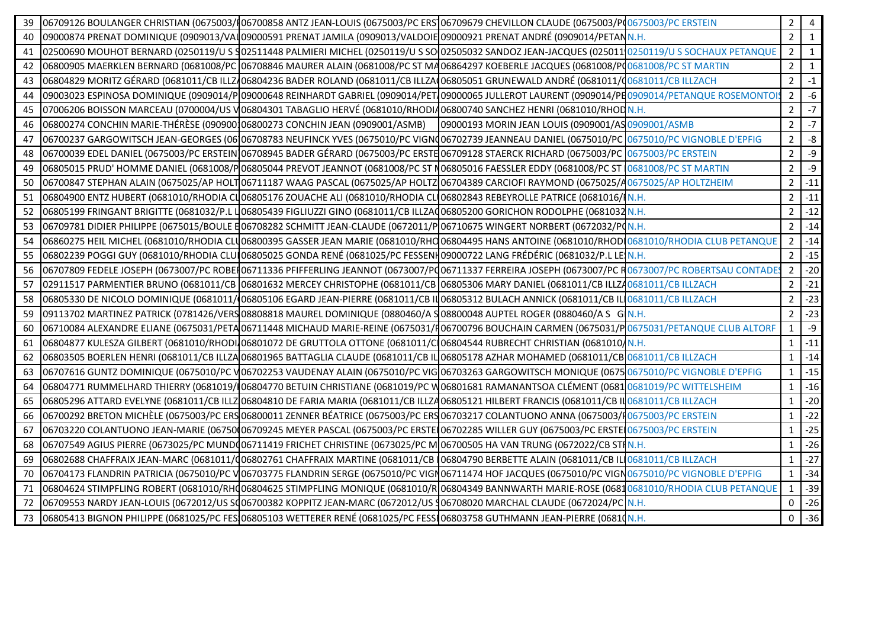| | | | | | | |
|---|---|---|---|---|---|---|
| 39 | 06709126 BOULANGER CHRISTIAN (0675003/ | 06700858 ANTZ JEAN-LOUIS (0675003/PC ERS | 06709679 CHEVILLON CLAUDE (0675003/P | 0675003/PC ERSTEIN | 2 | 4 |
| 40 | 09000874 PRENAT DOMINIQUE (0909013/VAL | 09000591 PRENAT JAMILA (0909013/VALDOIE | 09000921 PRENAT ANDRÉ (0909014/PETAN | N.H. | 2 | 1 |
| 41 | 02500690 MOUHOT BERNARD (0250119/U S S | 02511448 PALMIERI MICHEL (0250119/U S SO | 02505032 SANDOZ JEAN-JACQUES (025011 | 0250119/U S SOCHAUX PETANQUE | 2 | 1 |
| 42 | 06800905 MAERKLEN BERNARD (0681008/PC | 06708846 MAURER ALAIN (0681008/PC ST MA | 06864297 KOEBERLE JACQUES (0681008/P | 0681008/PC ST MARTIN | 2 | 1 |
| 43 | 06804829 MORITZ GÉRARD (0681011/CB ILLZ | 06804236 BADER ROLAND (0681011/CB ILLZA | 06805051 GRUNEWALD ANDRÉ (0681011/ | 0681011/CB ILLZACH | 2 | -1 |
| 44 | 09003023 ESPINOSA DOMINIQUE (0909014/P | 09000648 REINHARDT GABRIEL (0909014/PET | 09000065 JULLEROT LAURENT (0909014/PE | 0909014/PETANQUE ROSEMONTOI | 2 | -6 |
| 45 | 07006206 BOISSON MARCEAU (0700004/US V | 06804301 TABAGLIO HERVÉ (0681010/RHODIA | 06800740 SANCHEZ HENRI (0681010/RHOD | N.H. | 2 | -7 |
| 46 | 06800274 CONCHIN MARIE-THÉRÈSE (090900 | 06800273 CONCHIN JEAN (0909001/ASMB) | 09000193 MORIN JEAN LOUIS (0909001/AS | 0909001/ASMB | 2 | -7 |
| 47 | 06700237 GARGOWITSCH JEAN-GEORGES (06 | 06708783 NEUFINCK YVES (0675010/PC VIGN | 06702739 JEANNEAU DANIEL (0675010/PC | 0675010/PC VIGNOBLE D'EPFIG | 2 | -8 |
| 48 | 06700039 EDEL DANIEL (0675003/PC ERSTEIN | 06708945 BADER GÉRARD (0675003/PC ERSTE | 06709128 STAERCK RICHARD (0675003/PC | 0675003/PC ERSTEIN | 2 | -9 |
| 49 | 06805015 PRUD' HOMME DANIEL (0681008/P | 06805044 PREVOT JEANNOT (0681008/PC ST M | 06805016 FAESSLER EDDY (0681008/PC ST | 0681008/PC ST MARTIN | 2 | -9 |
| 50 | 06700847 STEPHAN ALAIN (0675025/AP HOLT | 06711187 WAAG PASCAL (0675025/AP HOLTZ | 06704389 CARCIOFI RAYMOND (0675025/A | 0675025/AP HOLTZHEIM | 2 | -11 |
| 51 | 06804900 ENTZ HUBERT (0681010/RHODIA CL | 06805176 ZOUACHE ALI (0681010/RHODIA CL | 06802843 REBEYROLLE PATRICE (0681016/ | N.H. | 2 | -11 |
| 52 | 06805199 FRINGANT BRIGITTE (0681032/P.L L | 06805439 FIGLIUZZI GINO (0681011/CB ILLZA | 06805200 GORICHON RODOLPHE (0681032 | N.H. | 2 | -12 |
| 53 | 06709781 DIDIER PHILIPPE (0675015/BOULE E | 06708282 SCHMITT JEAN-CLAUDE (0672011/P | 06710675 WINGERT NORBERT (0672032/P | N.H. | 2 | -14 |
| 54 | 06860275 HEIL MICHEL (0681010/RHODIA CL | 06800395 GASSER JEAN MARIE (0681010/RHO | 06804495 HANS ANTOINE (0681010/RHOD | 0681010/RHODIA CLUB PETANQUE | 2 | -14 |
| 55 | 06802239 POGGI GUY (0681010/RHODIA CLU | 06805025 GONDA RENÉ (0681025/PC FESSEN | 09000722 LANG FRÉDÉRIC (0681032/P.L LE | N.H. | 2 | -15 |
| 56 | 06707809 FEDELE JOSEPH (0673007/PC ROBE | 06711336 PFIFFERLING JEANNOT (0673007/P | 06711337 FERREIRA JOSEPH (0673007/PC R | 0673007/PC ROBERTSAU CONTADE | 2 | -20 |
| 57 | 02911517 PARMENTIER BRUNO (0681011/CB | 06801632 MERCEY CHRISTOPHE (0681011/CB | 06805306 MARY DANIEL (0681011/CB ILLZ | 0681011/CB ILLZACH | 2 | -21 |
| 58 | 06805330 DE NICOLO DOMINIQUE (0681011/ | 06805106 EGARD JEAN-PIERRE (0681011/CB I | 06805312 BULACH ANNICK (0681011/CB IL | 0681011/CB ILLZACH | 2 | -23 |
| 59 | 09113702 MARTINEZ PATRICK (0781426/VERS | 08808818 MAUREL DOMINIQUE (0880460/A S | 08800048 AUPTEL ROGER (0880460/A S G | N.H. | 2 | -23 |
| 60 | 06710084 ALEXANDRE ELIANE (0675031/PETA | 06711448 MICHAUD MARIE-REINE (0675031/ | 06700796 BOUCHAIN CARMEN (0675031/P | 0675031/PETANQUE CLUB ALTORF | 1 | -9 |
| 61 | 06804877 KULESZA GILBERT (0681010/RHOD | 06801072 DE GRUTTOLA OTTONE (0681011/C | 06804544 RUBRECHT CHRISTIAN (0681010/ | N.H. | 1 | -11 |
| 62 | 06803505 BOERLEN HENRI (0681011/CB ILLZA | 06801965 BATTAGLIA CLAUDE (0681011/CB IL | 06805178 AZHAR MOHAMED (0681011/CB | 0681011/CB ILLZACH | 1 | -14 |
| 63 | 06707616 GUNTZ DOMINIQUE (0675010/PC V | 06702253 VAUDENAY ALAIN (0675010/PC VIG | 06703263 GARGOWITSCH MONIQUE (0675 | 0675010/PC VIGNOBLE D'EPFIG | 1 | -15 |
| 64 | 06804771 RUMMELHARD THIERRY (0681019/ | 06804770 BETUIN CHRISTIANE (0681019/PC W | 06801681 RAMANANTSOA CLÉMENT (0681 | 0681019/PC WITTELSHEIM | 1 | -16 |
| 65 | 06805296 ATTARD EVELYNE (0681011/CB ILLZ | 06804810 DE FARIA MARIA (0681011/CB ILLZA | 06805121 HILBERT FRANCIS (0681011/CB IL | 0681011/CB ILLZACH | 1 | -20 |
| 66 | 06700292 BRETON MICHÈLE (0675003/PC ERS | 06800011 ZENNER BÉATRICE (0675003/PC ERS | 06703217 COLANTUONO ANNA (0675003/ | 0675003/PC ERSTEIN | 1 | -22 |
| 67 | 06703220 COLANTUONO JEAN-MARIE (06750 | 06709245 MEYER PASCAL (0675003/PC ERSTE | 06702285 WILLER GUY (0675003/PC ERSTE | 0675003/PC ERSTEIN | 1 | -25 |
| 68 | 06707549 AGIUS PIERRE (0673025/PC MUND | 06711419 FRICHET CHRISTINE (0673025/PC M | 06700505 HA VAN TRUNG (0672022/CB ST | N.H. | 1 | -26 |
| 69 | 06802688 CHAFFRAIX JEAN-MARC (0681011/ | 06802761 CHAFFRAIX MARTINE (0681011/CB | 06804790 BERBETTE ALAIN (0681011/CB IL | 0681011/CB ILLZACH | 1 | -27 |
| 70 | 06704173 FLANDRIN PATRICIA (0675010/PC V | 06703775 FLANDRIN SERGE (0675010/PC VIGN | 06711474 HOF JACQUES (0675010/PC VIGN | 0675010/PC VIGNOBLE D'EPFIG | 1 | -34 |
| 71 | 06804624 STIMPFLING ROBERT (0681010/RH | 06804625 STIMPFLING MONIQUE (0681010/R | 06804349 BANNWARTH MARIE-ROSE (0681 | 0681010/RHODIA CLUB PETANQUE | 1 | -39 |
| 72 | 06709553 NARDY JEAN-LOUIS (0672012/US S | 06700382 KOPPITZ JEAN-MARC (0672012/US S | 06708020 MARCHAL CLAUDE (0672024/PC | N.H. | 0 | -26 |
| 73 | 06805413 BIGNON PHILIPPE (0681025/PC FES | 06805103 WETTERER RENÉ (0681025/PC FESS | 06803758 GUTHMANN JEAN-PIERRE (0681 | N.H. | 0 | -36 |